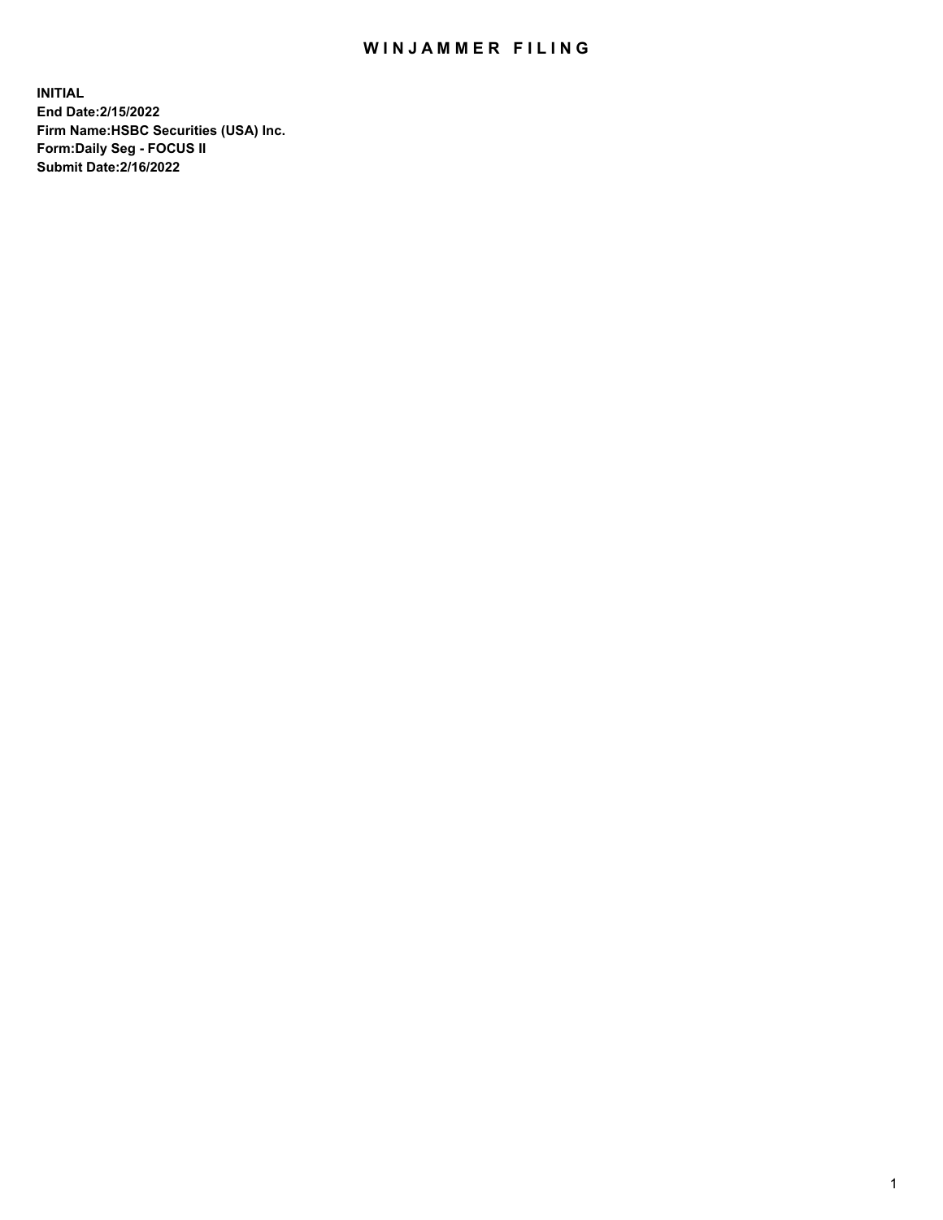# WINJAMMER FILING

**INITIAL**
**End Date:2/15/2022**
**Firm Name:HSBC Securities (USA) Inc.**
**Form:Daily Seg - FOCUS II**
**Submit Date:2/16/2022**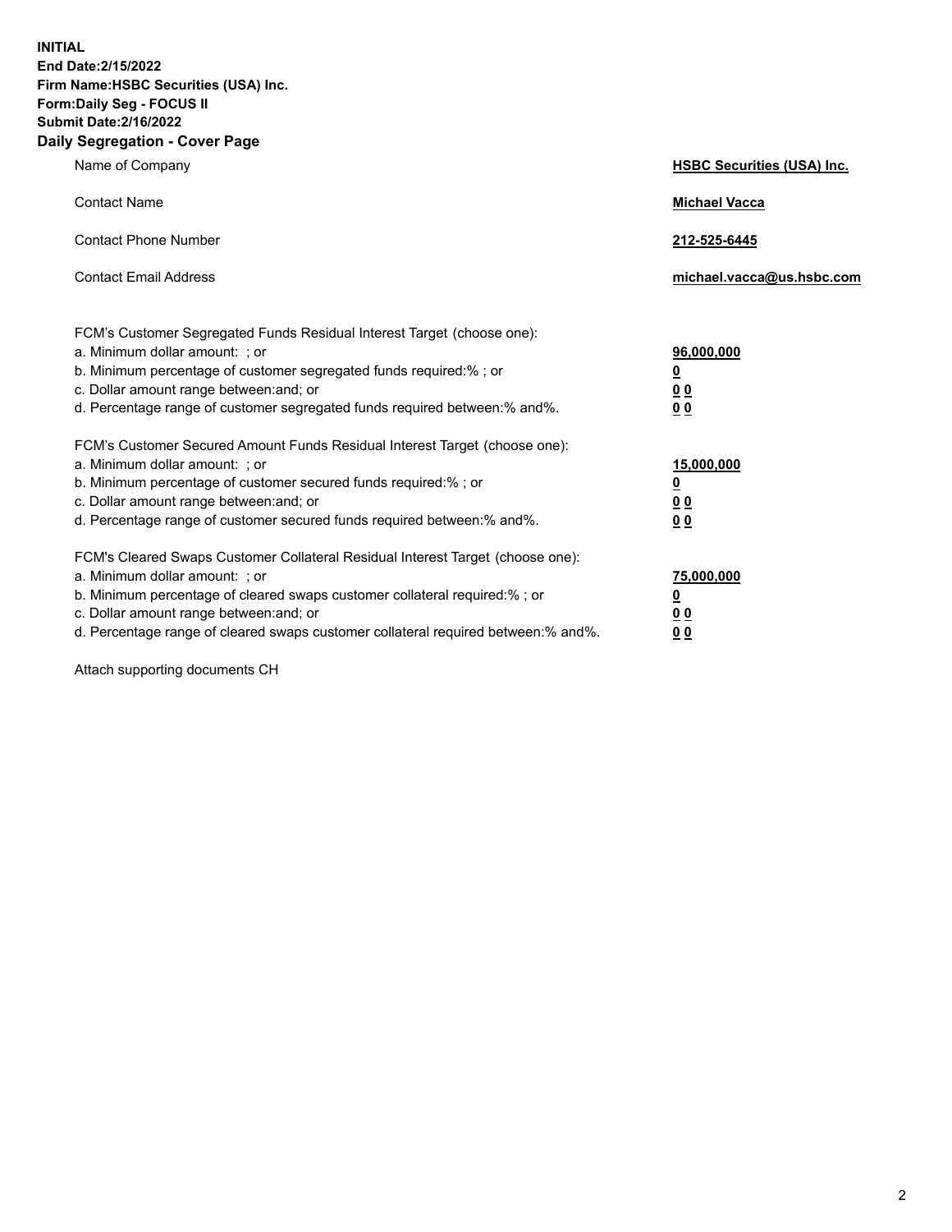**INITIAL**
**End Date:2/15/2022**
**Firm Name:HSBC Securities (USA) Inc.**
**Form:Daily Seg - FOCUS II**
**Submit Date:2/16/2022**

## Daily Segregation - Cover Page

| | |
|---|---|
| Name of Company | **HSBC Securities (USA) Inc.** |
| Contact Name | **Michael Vacca** |
| Contact Phone Number | **212-525-6445** |
| Contact Email Address | **michael.vacca@us.hsbc.com** |

| | |
|---|---|
| FCM's Customer Segregated Funds Residual Interest Target (choose one): | |
| a. Minimum dollar amount: ; or | **96,000,000** |
| b. Minimum percentage of customer segregated funds required:% ; or | **0** |
| c. Dollar amount range between:and; or | **0 0** |
| d. Percentage range of customer segregated funds required between:% and%. | **0 0** |
| FCM's Customer Secured Amount Funds Residual Interest Target (choose one): | |
| a. Minimum dollar amount: ; or | **15,000,000** |
| b. Minimum percentage of customer secured funds required:% ; or | **0** |
| c. Dollar amount range between:and; or | **0 0** |
| d. Percentage range of customer secured funds required between:% and%. | **0 0** |
| FCM's Cleared Swaps Customer Collateral Residual Interest Target (choose one): | |
| a. Minimum dollar amount: ; or | **75,000,000** |
| b. Minimum percentage of cleared swaps customer collateral required:% ; or | **0** |
| c. Dollar amount range between:and; or | **0 0** |
| d. Percentage range of cleared swaps customer collateral required between:% and%. | **0 0** |

Attach supporting documents CH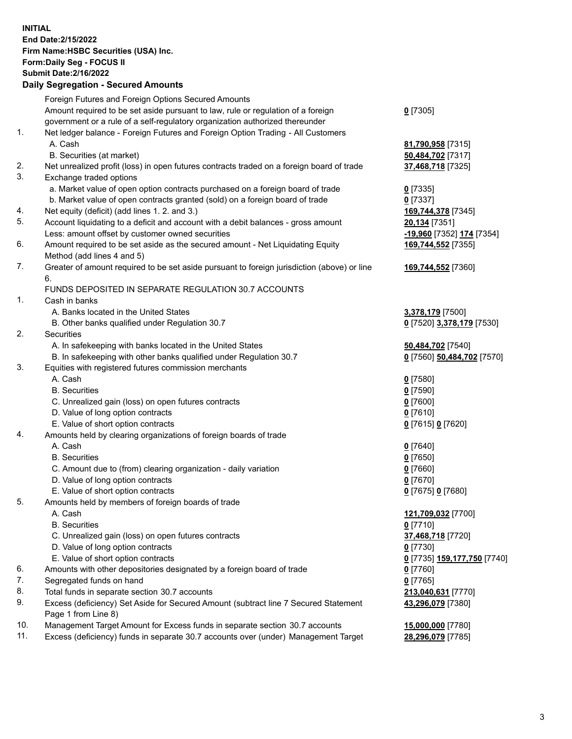**INITIAL**
**End Date:2/15/2022**
**Firm Name:HSBC Securities (USA) Inc.**
**Form:Daily Seg - FOCUS II**
**Submit Date:2/16/2022**

## Daily Segregation - Secured Amounts

| | | |
|---|---|---|
| | Foreign Futures and Foreign Options Secured Amounts | |
| | Amount required to be set aside pursuant to law, rule or regulation of a foreign government or a rule of a self-regulatory organization authorized thereunder | **0** [7305] |
| 1. | Net ledger balance - Foreign Futures and Foreign Option Trading - All Customers | |
| | A. Cash | **81,790,958** [7315] |
| | B. Securities (at market) | **50,484,702** [7317] |
| 2. | Net unrealized profit (loss) in open futures contracts traded on a foreign board of trade | **37,468,718** [7325] |
| 3. | Exchange traded options | |
| | a. Market value of open option contracts purchased on a foreign board of trade | **0** [7335] |
| | b. Market value of open contracts granted (sold) on a foreign board of trade | **0** [7337] |
| 4. | Net equity (deficit) (add lines 1. 2. and 3.) | **169,744,378** [7345] |
| 5. | Account liquidating to a deficit and account with a debit balances - gross amount | **20,134** [7351] |
| | Less: amount offset by customer owned securities | **-19,960** [7352] **174** [7354] |
| 6. | Amount required to be set aside as the secured amount - Net Liquidating Equity Method (add lines 4 and 5) | **169,744,552** [7355] |
| 7. | Greater of amount required to be set aside pursuant to foreign jurisdiction (above) or line 6. | **169,744,552** [7360] |
| | FUNDS DEPOSITED IN SEPARATE REGULATION 30.7 ACCOUNTS | |
| 1. | Cash in banks | |
| | A. Banks located in the United States | **3,378,179** [7500] |
| | B. Other banks qualified under Regulation 30.7 | **0** [7520] **3,378,179** [7530] |
| 2. | Securities | |
| | A. In safekeeping with banks located in the United States | **50,484,702** [7540] |
| | B. In safekeeping with other banks qualified under Regulation 30.7 | **0** [7560] **50,484,702** [7570] |
| 3. | Equities with registered futures commission merchants | |
| | A. Cash | **0** [7580] |
| | B. Securities | **0** [7590] |
| | C. Unrealized gain (loss) on open futures contracts | **0** [7600] |
| | D. Value of long option contracts | **0** [7610] |
| | E. Value of short option contracts | **0** [7615] **0** [7620] |
| 4. | Amounts held by clearing organizations of foreign boards of trade | |
| | A. Cash | **0** [7640] |
| | B. Securities | **0** [7650] |
| | C. Amount due to (from) clearing organization - daily variation | **0** [7660] |
| | D. Value of long option contracts | **0** [7670] |
| | E. Value of short option contracts | **0** [7675] **0** [7680] |
| 5. | Amounts held by members of foreign boards of trade | |
| | A. Cash | **121,709,032** [7700] |
| | B. Securities | **0** [7710] |
| | C. Unrealized gain (loss) on open futures contracts | **37,468,718** [7720] |
| | D. Value of long option contracts | **0** [7730] |
| | E. Value of short option contracts | **0** [7735] **159,177,750** [7740] |
| 6. | Amounts with other depositories designated by a foreign board of trade | **0** [7760] |
| 7. | Segregated funds on hand | **0** [7765] |
| 8. | Total funds in separate section 30.7 accounts | **213,040,631** [7770] |
| 9. | Excess (deficiency) Set Aside for Secured Amount (subtract line 7 Secured Statement Page 1 from Line 8) | **43,296,079** [7380] |
| 10. | Management Target Amount for Excess funds in separate section 30.7 accounts | **15,000,000** [7780] |
| 11. | Excess (deficiency) funds in separate 30.7 accounts over (under) Management Target | **28,296,079** [7785] |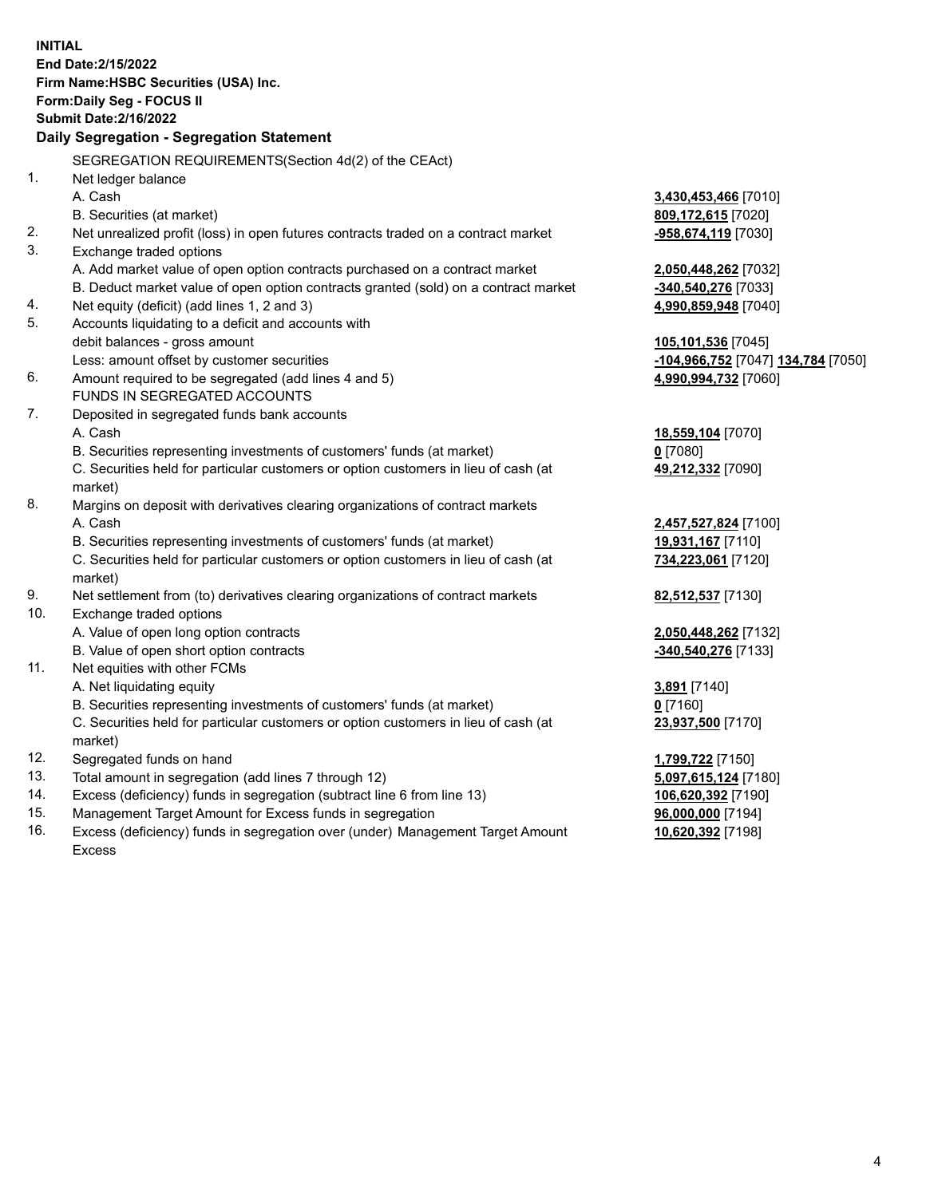**INITIAL**
**End Date:2/15/2022**
**Firm Name:HSBC Securities (USA) Inc.**
**Form:Daily Seg - FOCUS II**
**Submit Date:2/16/2022**

## Daily Segregation - Segregation Statement

SEGREGATION REQUIREMENTS(Section 4d(2) of the CEAct)

| | | |
|---|---|---|
| 1. | Net ledger balance | |
| | A. Cash | **3,430,453,466** [7010] |
| | B. Securities (at market) | **809,172,615** [7020] |
| 2. | Net unrealized profit (loss) in open futures contracts traded on a contract market | **-958,674,119** [7030] |
| 3. | Exchange traded options | |
| | A. Add market value of open option contracts purchased on a contract market | **2,050,448,262** [7032] |
| | B. Deduct market value of open option contracts granted (sold) on a contract market | **-340,540,276** [7033] |
| 4. | Net equity (deficit) (add lines 1, 2 and 3) | **4,990,859,948** [7040] |
| 5. | Accounts liquidating to a deficit and accounts with debit balances - gross amount | **105,101,536** [7045] |
| | Less: amount offset by customer securities | **-104,966,752** [7047] **134,784** [7050] |
| 6. | Amount required to be segregated (add lines 4 and 5) | **4,990,994,732** [7060] |
| | FUNDS IN SEGREGATED ACCOUNTS | |
| 7. | Deposited in segregated funds bank accounts | |
| | A. Cash | **18,559,104** [7070] |
| | B. Securities representing investments of customers' funds (at market) | **0** [7080] |
| | C. Securities held for particular customers or option customers in lieu of cash (at market) | **49,212,332** [7090] |
| 8. | Margins on deposit with derivatives clearing organizations of contract markets | |
| | A. Cash | **2,457,527,824** [7100] |
| | B. Securities representing investments of customers' funds (at market) | **19,931,167** [7110] |
| | C. Securities held for particular customers or option customers in lieu of cash (at market) | **734,223,061** [7120] |
| 9. | Net settlement from (to) derivatives clearing organizations of contract markets | **82,512,537** [7130] |
| 10. | Exchange traded options | |
| | A. Value of open long option contracts | **2,050,448,262** [7132] |
| | B. Value of open short option contracts | **-340,540,276** [7133] |
| 11. | Net equities with other FCMs | |
| | A. Net liquidating equity | **3,891** [7140] |
| | B. Securities representing investments of customers' funds (at market) | **0** [7160] |
| | C. Securities held for particular customers or option customers in lieu of cash (at market) | **23,937,500** [7170] |
| 12. | Segregated funds on hand | **1,799,722** [7150] |
| 13. | Total amount in segregation (add lines 7 through 12) | **5,097,615,124** [7180] |
| 14. | Excess (deficiency) funds in segregation (subtract line 6 from line 13) | **106,620,392** [7190] |
| 15. | Management Target Amount for Excess funds in segregation | **96,000,000** [7194] |
| 16. | Excess (deficiency) funds in segregation over (under) Management Target Amount Excess | **10,620,392** [7198] |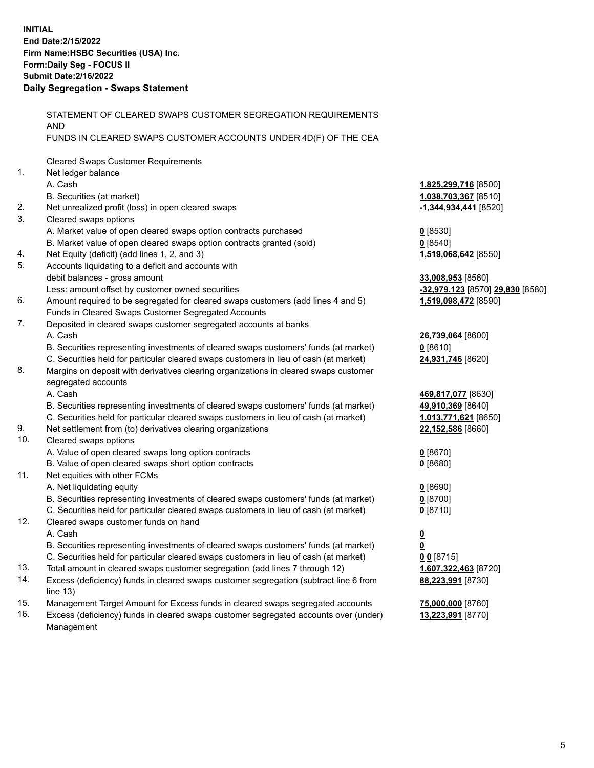**INITIAL**
**End Date:2/15/2022**
**Firm Name:HSBC Securities (USA) Inc.**
**Form:Daily Seg - FOCUS II**
**Submit Date:2/16/2022**
**Daily Segregation - Swaps Statement**

STATEMENT OF CLEARED SWAPS CUSTOMER SEGREGATION REQUIREMENTS AND FUNDS IN CLEARED SWAPS CUSTOMER ACCOUNTS UNDER 4D(F) OF THE CEA

| | | |
|---|---|---|
| | Cleared Swaps Customer Requirements | |
| 1. | Net ledger balance | |
| | A. Cash | **1,825,299,716** [8500] |
| | B. Securities (at market) | **1,038,703,367** [8510] |
| 2. | Net unrealized profit (loss) in open cleared swaps | **-1,344,934,441** [8520] |
| 3. | Cleared swaps options | |
| | A. Market value of open cleared swaps option contracts purchased | **0** [8530] |
| | B. Market value of open cleared swaps option contracts granted (sold) | **0** [8540] |
| 4. | Net Equity (deficit) (add lines 1, 2, and 3) | **1,519,068,642** [8550] |
| 5. | Accounts liquidating to a deficit and accounts with debit balances - gross amount | **33,008,953** [8560] |
| | Less: amount offset by customer owned securities | **-32,979,123** [8570] **29,830** [8580] |
| 6. | Amount required to be segregated for cleared swaps customers (add lines 4 and 5) | **1,519,098,472** [8590] |
| | Funds in Cleared Swaps Customer Segregated Accounts | |
| 7. | Deposited in cleared swaps customer segregated accounts at banks | |
| | A. Cash | **26,739,064** [8600] |
| | B. Securities representing investments of cleared swaps customers' funds (at market) | **0** [8610] |
| | C. Securities held for particular cleared swaps customers in lieu of cash (at market) | **24,931,746** [8620] |
| 8. | Margins on deposit with derivatives clearing organizations in cleared swaps customer segregated accounts | |
| | A. Cash | **469,817,077** [8630] |
| | B. Securities representing investments of cleared swaps customers' funds (at market) | **49,910,369** [8640] |
| | C. Securities held for particular cleared swaps customers in lieu of cash (at market) | **1,013,771,621** [8650] |
| 9. | Net settlement from (to) derivatives clearing organizations | **22,152,586** [8660] |
| 10. | Cleared swaps options | |
| | A. Value of open cleared swaps long option contracts | **0** [8670] |
| | B. Value of open cleared swaps short option contracts | **0** [8680] |
| 11. | Net equities with other FCMs | |
| | A. Net liquidating equity | **0** [8690] |
| | B. Securities representing investments of cleared swaps customers' funds (at market) | **0** [8700] |
| | C. Securities held for particular cleared swaps customers in lieu of cash (at market) | **0** [8710] |
| 12. | Cleared swaps customer funds on hand | |
| | A. Cash | **0** |
| | B. Securities representing investments of cleared swaps customers' funds (at market) | **0** |
| | C. Securities held for particular cleared swaps customers in lieu of cash (at market) | **0** **0** [8715] |
| 13. | Total amount in cleared swaps customer segregation (add lines 7 through 12) | **1,607,322,463** [8720] |
| 14. | Excess (deficiency) funds in cleared swaps customer segregation (subtract line 6 from line 13) | **88,223,991** [8730] |
| 15. | Management Target Amount for Excess funds in cleared swaps segregated accounts | **75,000,000** [8760] |
| 16. | Excess (deficiency) funds in cleared swaps customer segregated accounts over (under) Management | **13,223,991** [8770] |